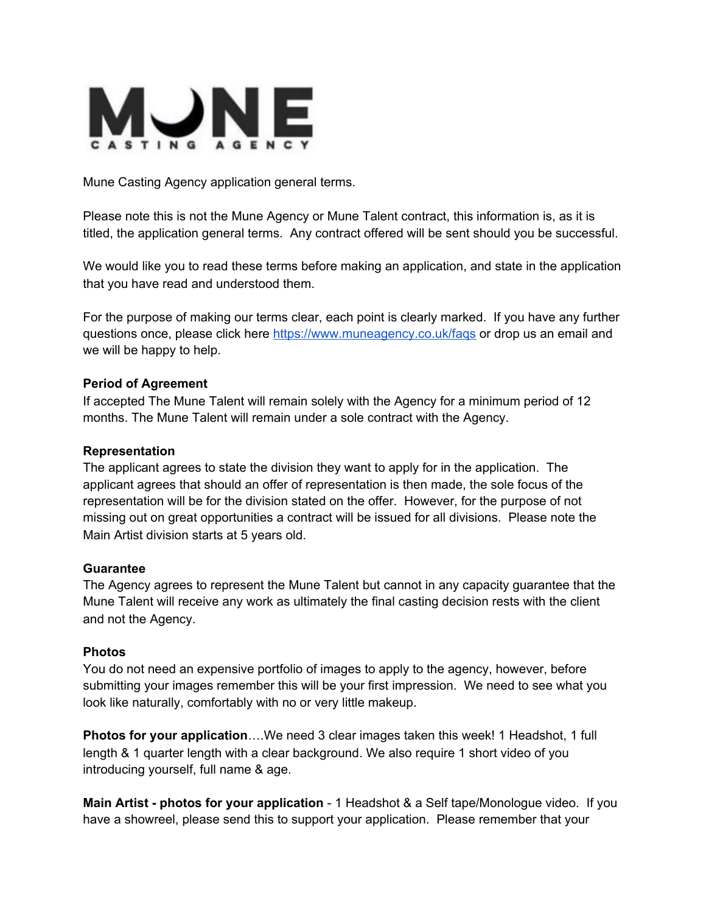MUNE
CASTING AGENCY

Mune Casting Agency application general terms.

Please note this is not the Mune Agency or Mune Talent contract, this information is, as it is titled, the application general terms. Any contract offered will be sent should you be successful.

We would like you to read these terms before making an application, and state in the application that you have read and understood them.

For the purpose of making our terms clear, each point is clearly marked. If you have any further questions once, please click here https://www.muneagency.co.uk/faqs or drop us an email and we will be happy to help.

**Period of Agreement**

If accepted The Mune Talent will remain solely with the Agency for a minimum period of 12 months. The Mune Talent will remain under a sole contract with the Agency.

**Representation**

The applicant agrees to state the division they want to apply for in the application. The applicant agrees that should an offer of representation is then made, the sole focus of the representation will be for the division stated on the offer. However, for the purpose of not missing out on great opportunities a contract will be issued for all divisions. Please note the Main Artist division starts at 5 years old.

**Guarantee**

The Agency agrees to represent the Mune Talent but cannot in any capacity guarantee that the Mune Talent will receive any work as ultimately the final casting decision rests with the client and not the Agency.

**Photos**

You do not need an expensive portfolio of images to apply to the agency, however, before submitting your images remember this will be your first impression. We need to see what you look like naturally, comfortably with no or very little makeup.

**Photos for your application**….We need 3 clear images taken this week! 1 Headshot, 1 full length & 1 quarter length with a clear background. We also require 1 short video of you introducing yourself, full name & age.

**Main Artist - photos for your application** - 1 Headshot & a Self tape/Monologue video. If you have a showreel, please send this to support your application. Please remember that your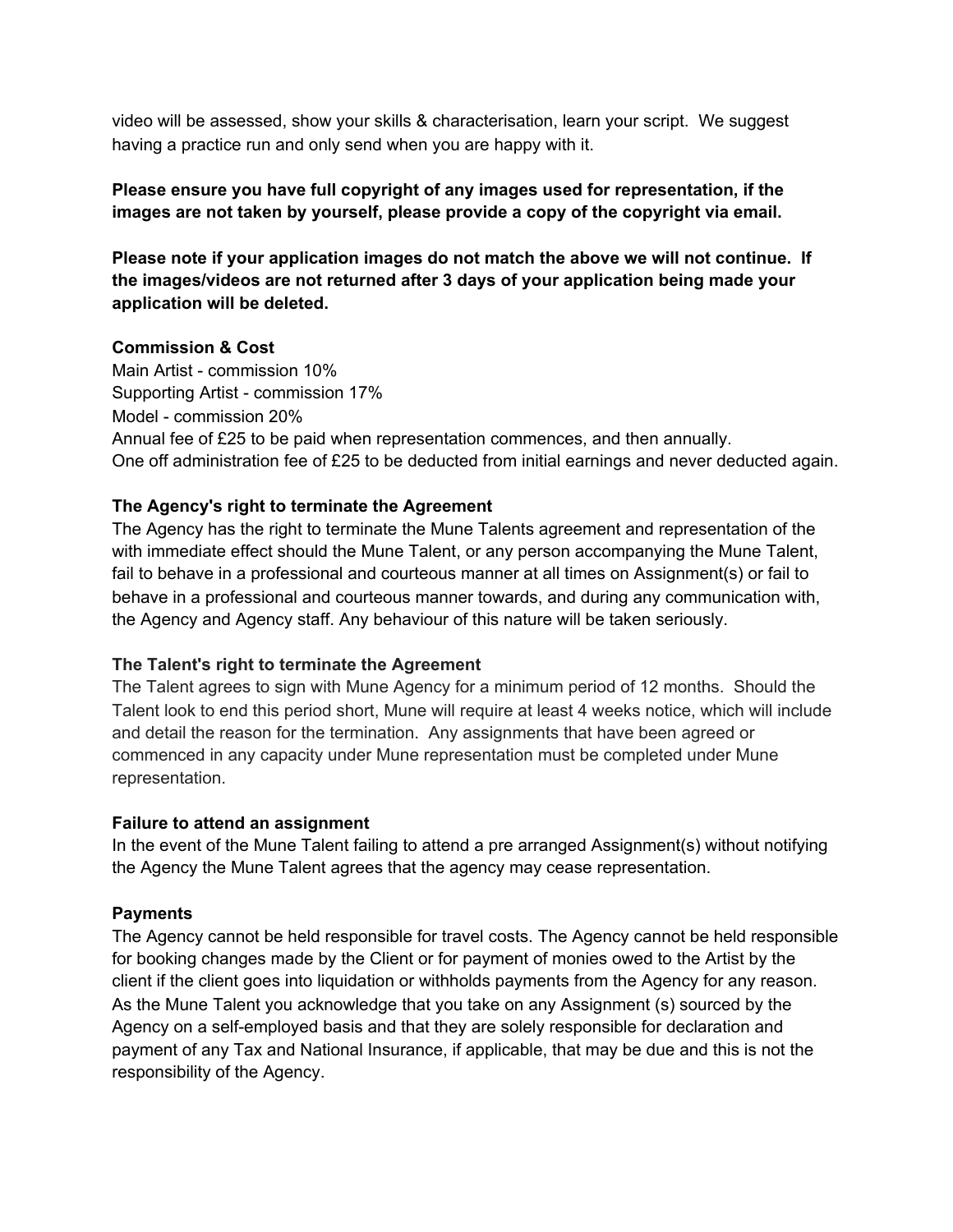video will be assessed, show your skills & characterisation, learn your script. We suggest having a practice run and only send when you are happy with it.

**Please ensure you have full copyright of any images used for representation, if the images are not taken by yourself, please provide a copy of the copyright via email.**

**Please note if your application images do not match the above we will not continue. If the images/videos are not returned after 3 days of your application being made your application will be deleted.**

**Commission & Cost**

Main Artist - commission 10%
Supporting Artist - commission 17%
Model - commission 20%
Annual fee of £25 to be paid when representation commences, and then annually.
One off administration fee of £25 to be deducted from initial earnings and never deducted again.

**The Agency's right to terminate the Agreement**

The Agency has the right to terminate the Mune Talents agreement and representation of the with immediate effect should the Mune Talent, or any person accompanying the Mune Talent, fail to behave in a professional and courteous manner at all times on Assignment(s) or fail to behave in a professional and courteous manner towards, and during any communication with, the Agency and Agency staff. Any behaviour of this nature will be taken seriously.

**The Talent's right to terminate the Agreement**

The Talent agrees to sign with Mune Agency for a minimum period of 12 months. Should the Talent look to end this period short, Mune will require at least 4 weeks notice, which will include and detail the reason for the termination. Any assignments that have been agreed or commenced in any capacity under Mune representation must be completed under Mune representation.

**Failure to attend an assignment**

In the event of the Mune Talent failing to attend a pre arranged Assignment(s) without notifying the Agency the Mune Talent agrees that the agency may cease representation.

**Payments**

The Agency cannot be held responsible for travel costs. The Agency cannot be held responsible for booking changes made by the Client or for payment of monies owed to the Artist by the client if the client goes into liquidation or withholds payments from the Agency for any reason. As the Mune Talent you acknowledge that you take on any Assignment (s) sourced by the Agency on a self-employed basis and that they are solely responsible for declaration and payment of any Tax and National Insurance, if applicable, that may be due and this is not the responsibility of the Agency.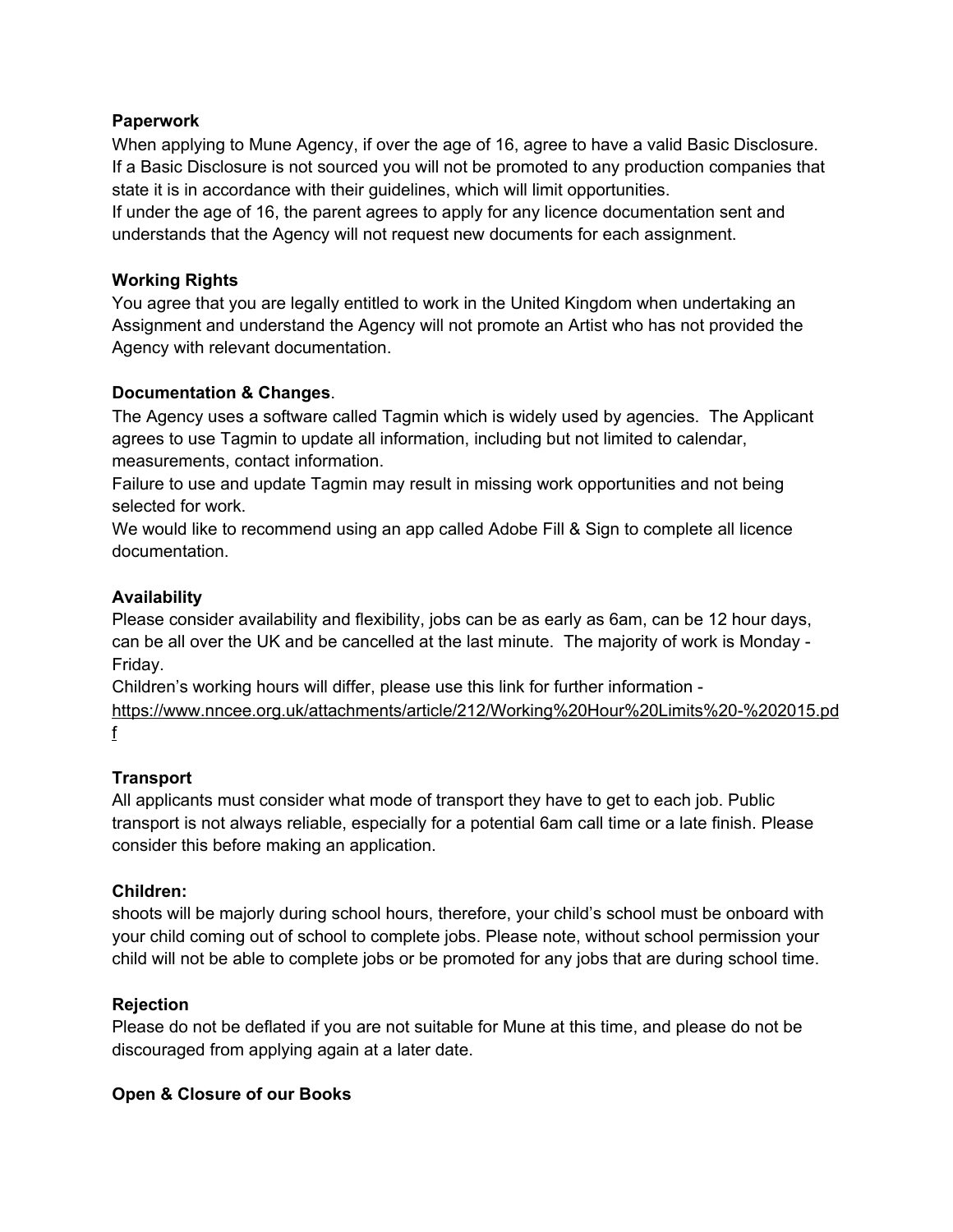**Paperwork**

When applying to Mune Agency, if over the age of 16, agree to have a valid Basic Disclosure. If a Basic Disclosure is not sourced you will not be promoted to any production companies that state it is in accordance with their guidelines, which will limit opportunities.

If under the age of 16, the parent agrees to apply for any licence documentation sent and understands that the Agency will not request new documents for each assignment.

**Working Rights**

You agree that you are legally entitled to work in the United Kingdom when undertaking an Assignment and understand the Agency will not promote an Artist who has not provided the Agency with relevant documentation.

**Documentation & Changes**.

The Agency uses a software called Tagmin which is widely used by agencies. The Applicant agrees to use Tagmin to update all information, including but not limited to calendar, measurements, contact information.

Failure to use and update Tagmin may result in missing work opportunities and not being selected for work.

We would like to recommend using an app called Adobe Fill & Sign to complete all licence documentation.

**Availability**

Please consider availability and flexibility, jobs can be as early as 6am, can be 12 hour days, can be all over the UK and be cancelled at the last minute. The majority of work is Monday - Friday.

Children's working hours will differ, please use this link for further information - https://www.nncee.org.uk/attachments/article/212/Working%20Hour%20Limits%20-%202015.pdf

**Transport**

All applicants must consider what mode of transport they have to get to each job. Public transport is not always reliable, especially for a potential 6am call time or a late finish. Please consider this before making an application.

**Children:**

shoots will be majorly during school hours, therefore, your child's school must be onboard with your child coming out of school to complete jobs. Please note, without school permission your child will not be able to complete jobs or be promoted for any jobs that are during school time.

**Rejection**

Please do not be deflated if you are not suitable for Mune at this time, and please do not be discouraged from applying again at a later date.

**Open & Closure of our Books**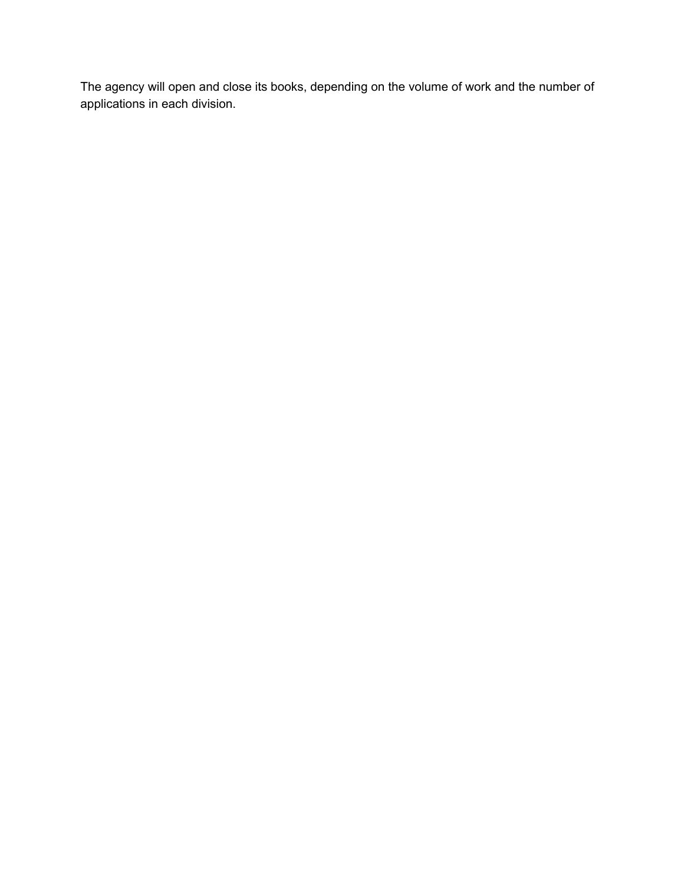The agency will open and close its books, depending on the volume of work and the number of applications in each division.